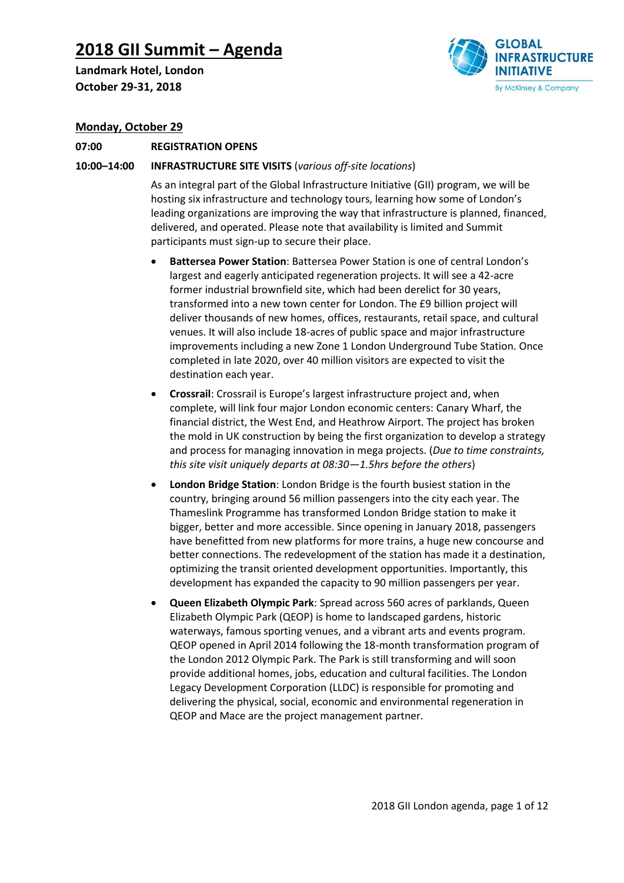# 2018 GII Summit – Agenda

**Landmark Hotel, London**
**October 29-31, 2018**

GLOBAL INFRASTRUCTURE INITIATIVE
By McKinsey & Company

## Monday, October 29

**07:00** **REGISTRATION OPENS**

**10:00–14:00** **INFRASTRUCTURE SITE VISITS** (*various off-site locations*)

As an integral part of the Global Infrastructure Initiative (GII) program, we will be hosting six infrastructure and technology tours, learning how some of London's leading organizations are improving the way that infrastructure is planned, financed, delivered, and operated. Please note that availability is limited and Summit participants must sign-up to secure their place.

- **Battersea Power Station**: Battersea Power Station is one of central London's largest and eagerly anticipated regeneration projects. It will see a 42-acre former industrial brownfield site, which had been derelict for 30 years, transformed into a new town center for London. The £9 billion project will deliver thousands of new homes, offices, restaurants, retail space, and cultural venues. It will also include 18-acres of public space and major infrastructure improvements including a new Zone 1 London Underground Tube Station. Once completed in late 2020, over 40 million visitors are expected to visit the destination each year.
- **Crossrail**: Crossrail is Europe's largest infrastructure project and, when complete, will link four major London economic centers: Canary Wharf, the financial district, the West End, and Heathrow Airport. The project has broken the mold in UK construction by being the first organization to develop a strategy and process for managing innovation in mega projects. (*Due to time constraints, this site visit uniquely departs at 08:30—1.5hrs before the others*)
- **London Bridge Station**: London Bridge is the fourth busiest station in the country, bringing around 56 million passengers into the city each year. The Thameslink Programme has transformed London Bridge station to make it bigger, better and more accessible. Since opening in January 2018, passengers have benefitted from new platforms for more trains, a huge new concourse and better connections. The redevelopment of the station has made it a destination, optimizing the transit oriented development opportunities. Importantly, this development has expanded the capacity to 90 million passengers per year.
- **Queen Elizabeth Olympic Park**: Spread across 560 acres of parklands, Queen Elizabeth Olympic Park (QEOP) is home to landscaped gardens, historic waterways, famous sporting venues, and a vibrant arts and events program. QEOP opened in April 2014 following the 18-month transformation program of the London 2012 Olympic Park. The Park is still transforming and will soon provide additional homes, jobs, education and cultural facilities. The London Legacy Development Corporation (LLDC) is responsible for promoting and delivering the physical, social, economic and environmental regeneration in QEOP and Mace are the project management partner.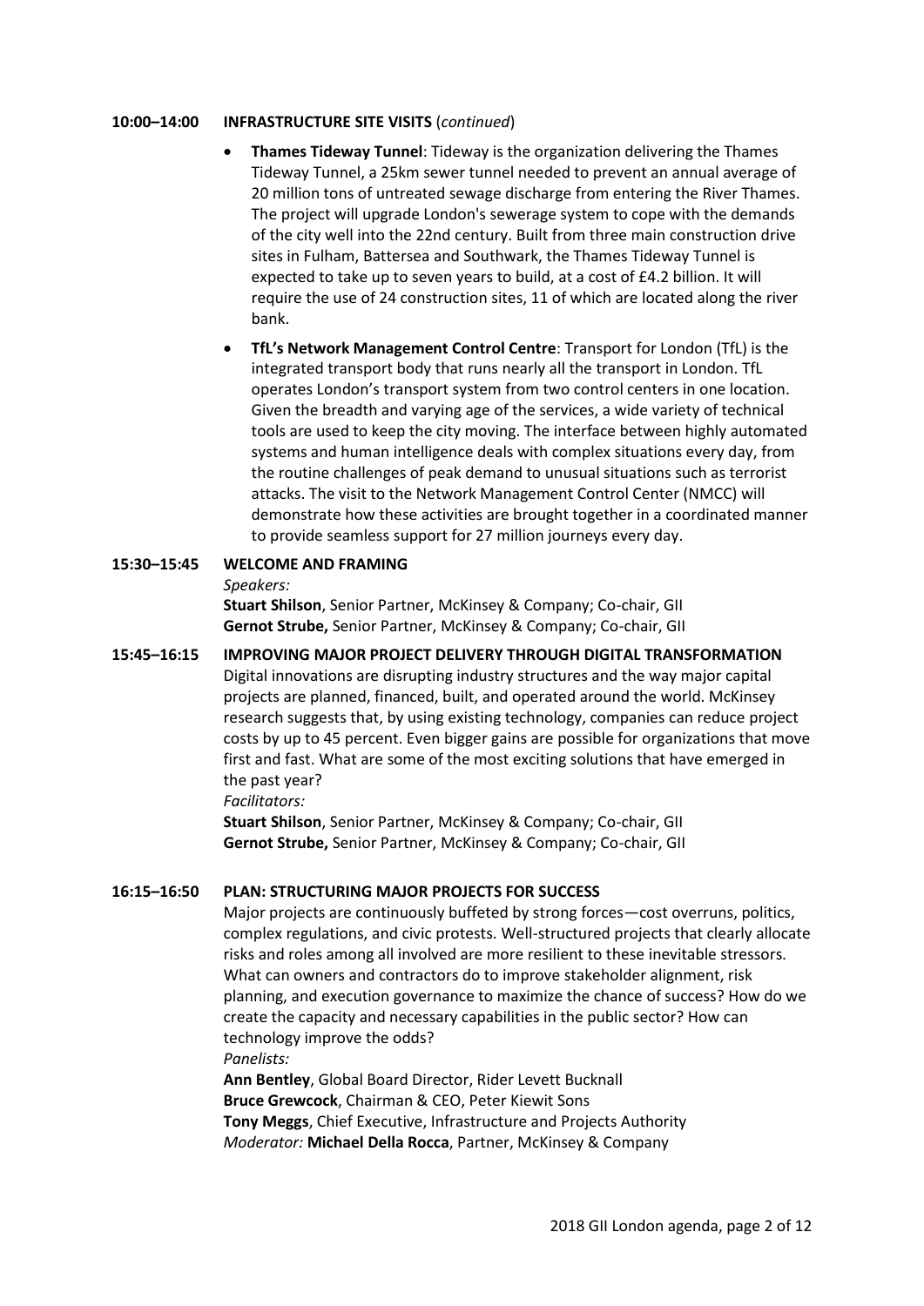**10:00–14:00 INFRASTRUCTURE SITE VISITS** (*continued*)

- **Thames Tideway Tunnel**: Tideway is the organization delivering the Thames Tideway Tunnel, a 25km sewer tunnel needed to prevent an annual average of 20 million tons of untreated sewage discharge from entering the River Thames. The project will upgrade London's sewerage system to cope with the demands of the city well into the 22nd century. Built from three main construction drive sites in Fulham, Battersea and Southwark, the Thames Tideway Tunnel is expected to take up to seven years to build, at a cost of £4.2 billion. It will require the use of 24 construction sites, 11 of which are located along the river bank.
- **TfL's Network Management Control Centre**: Transport for London (TfL) is the integrated transport body that runs nearly all the transport in London. TfL operates London's transport system from two control centers in one location. Given the breadth and varying age of the services, a wide variety of technical tools are used to keep the city moving. The interface between highly automated systems and human intelligence deals with complex situations every day, from the routine challenges of peak demand to unusual situations such as terrorist attacks. The visit to the Network Management Control Center (NMCC) will demonstrate how these activities are brought together in a coordinated manner to provide seamless support for 27 million journeys every day.

**15:30–15:45 WELCOME AND FRAMING**

*Speakers:*

**Stuart Shilson**, Senior Partner, McKinsey & Company; Co-chair, GII
**Gernot Strube,** Senior Partner, McKinsey & Company; Co-chair, GII

**15:45–16:15 IMPROVING MAJOR PROJECT DELIVERY THROUGH DIGITAL TRANSFORMATION**

Digital innovations are disrupting industry structures and the way major capital projects are planned, financed, built, and operated around the world. McKinsey research suggests that, by using existing technology, companies can reduce project costs by up to 45 percent. Even bigger gains are possible for organizations that move first and fast. What are some of the most exciting solutions that have emerged in the past year?

*Facilitators:*

**Stuart Shilson**, Senior Partner, McKinsey & Company; Co-chair, GII
**Gernot Strube,** Senior Partner, McKinsey & Company; Co-chair, GII

**16:15–16:50 PLAN: STRUCTURING MAJOR PROJECTS FOR SUCCESS**

Major projects are continuously buffeted by strong forces—cost overruns, politics, complex regulations, and civic protests. Well-structured projects that clearly allocate risks and roles among all involved are more resilient to these inevitable stressors. What can owners and contractors do to improve stakeholder alignment, risk planning, and execution governance to maximize the chance of success? How do we create the capacity and necessary capabilities in the public sector? How can technology improve the odds?

*Panelists:*

**Ann Bentley**, Global Board Director, Rider Levett Bucknall
**Bruce Grewcock**, Chairman & CEO, Peter Kiewit Sons
**Tony Meggs**, Chief Executive, Infrastructure and Projects Authority
*Moderator:* **Michael Della Rocca**, Partner, McKinsey & Company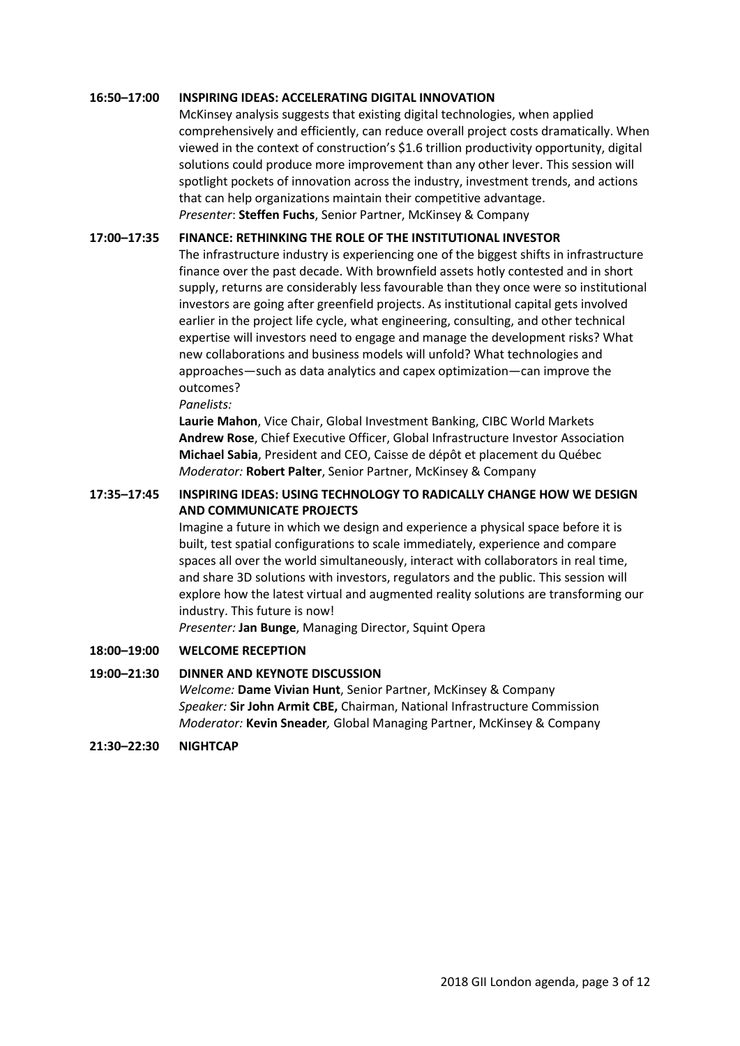**16:50–17:00 INSPIRING IDEAS: ACCELERATING DIGITAL INNOVATION**

McKinsey analysis suggests that existing digital technologies, when applied comprehensively and efficiently, can reduce overall project costs dramatically. When viewed in the context of construction's $1.6 trillion productivity opportunity, digital solutions could produce more improvement than any other lever. This session will spotlight pockets of innovation across the industry, investment trends, and actions that can help organizations maintain their competitive advantage.

*Presenter*: **Steffen Fuchs**, Senior Partner, McKinsey & Company

**17:00–17:35 FINANCE: RETHINKING THE ROLE OF THE INSTITUTIONAL INVESTOR**

The infrastructure industry is experiencing one of the biggest shifts in infrastructure finance over the past decade. With brownfield assets hotly contested and in short supply, returns are considerably less favourable than they once were so institutional investors are going after greenfield projects. As institutional capital gets involved earlier in the project life cycle, what engineering, consulting, and other technical expertise will investors need to engage and manage the development risks? What new collaborations and business models will unfold? What technologies and approaches—such as data analytics and capex optimization—can improve the outcomes?

*Panelists:*

**Laurie Mahon**, Vice Chair, Global Investment Banking, CIBC World Markets
**Andrew Rose**, Chief Executive Officer, Global Infrastructure Investor Association
**Michael Sabia**, President and CEO, Caisse de dépôt et placement du Québec
*Moderator:* **Robert Palter**, Senior Partner, McKinsey & Company

**17:35–17:45 INSPIRING IDEAS: USING TECHNOLOGY TO RADICALLY CHANGE HOW WE DESIGN AND COMMUNICATE PROJECTS**

Imagine a future in which we design and experience a physical space before it is built, test spatial configurations to scale immediately, experience and compare spaces all over the world simultaneously, interact with collaborators in real time, and share 3D solutions with investors, regulators and the public. This session will explore how the latest virtual and augmented reality solutions are transforming our industry. This future is now!

*Presenter:* **Jan Bunge**, Managing Director, Squint Opera

**18:00–19:00 WELCOME RECEPTION**

**19:00–21:30 DINNER AND KEYNOTE DISCUSSION**

*Welcome:* **Dame Vivian Hunt**, Senior Partner, McKinsey & Company
*Speaker:* **Sir John Armit CBE,** Chairman, National Infrastructure Commission
*Moderator:* **Kevin Sneader***,* Global Managing Partner, McKinsey & Company

**21:30–22:30 NIGHTCAP**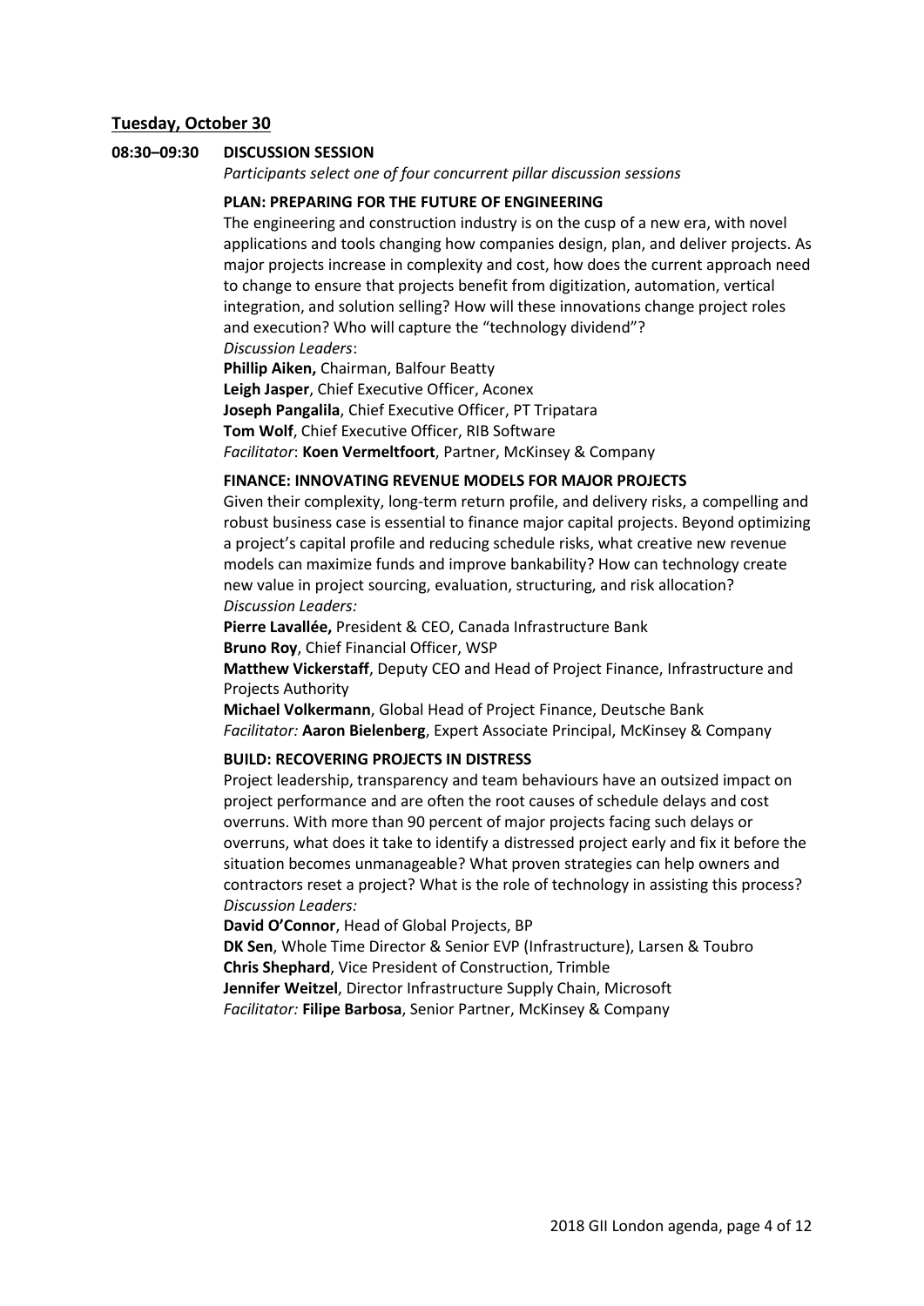## Tuesday, October 30

**08:30–09:30 DISCUSSION SESSION**

*Participants select one of four concurrent pillar discussion sessions*

**PLAN: PREPARING FOR THE FUTURE OF ENGINEERING**

The engineering and construction industry is on the cusp of a new era, with novel applications and tools changing how companies design, plan, and deliver projects. As major projects increase in complexity and cost, how does the current approach need to change to ensure that projects benefit from digitization, automation, vertical integration, and solution selling? How will these innovations change project roles and execution? Who will capture the "technology dividend"?

*Discussion Leaders*:

**Phillip Aiken,** Chairman, Balfour Beatty
**Leigh Jasper**, Chief Executive Officer, Aconex
**Joseph Pangalila**, Chief Executive Officer, PT Tripatara
**Tom Wolf**, Chief Executive Officer, RIB Software
*Facilitator*: **Koen Vermeltfoort**, Partner, McKinsey & Company

**FINANCE: INNOVATING REVENUE MODELS FOR MAJOR PROJECTS**

Given their complexity, long-term return profile, and delivery risks, a compelling and robust business case is essential to finance major capital projects. Beyond optimizing a project's capital profile and reducing schedule risks, what creative new revenue models can maximize funds and improve bankability? How can technology create new value in project sourcing, evaluation, structuring, and risk allocation?

*Discussion Leaders:*

**Pierre Lavallée,** President & CEO, Canada Infrastructure Bank
**Bruno Roy**, Chief Financial Officer, WSP
**Matthew Vickerstaff**, Deputy CEO and Head of Project Finance, Infrastructure and Projects Authority
**Michael Volkermann**, Global Head of Project Finance, Deutsche Bank
*Facilitator:* **Aaron Bielenberg**, Expert Associate Principal, McKinsey & Company

**BUILD: RECOVERING PROJECTS IN DISTRESS**

Project leadership, transparency and team behaviours have an outsized impact on project performance and are often the root causes of schedule delays and cost overruns. With more than 90 percent of major projects facing such delays or overruns, what does it take to identify a distressed project early and fix it before the situation becomes unmanageable? What proven strategies can help owners and contractors reset a project? What is the role of technology in assisting this process?

*Discussion Leaders:*

**David O'Connor**, Head of Global Projects, BP
**DK Sen**, Whole Time Director & Senior EVP (Infrastructure), Larsen & Toubro
**Chris Shephard**, Vice President of Construction, Trimble
**Jennifer Weitzel**, Director Infrastructure Supply Chain, Microsoft
*Facilitator:* **Filipe Barbosa**, Senior Partner, McKinsey & Company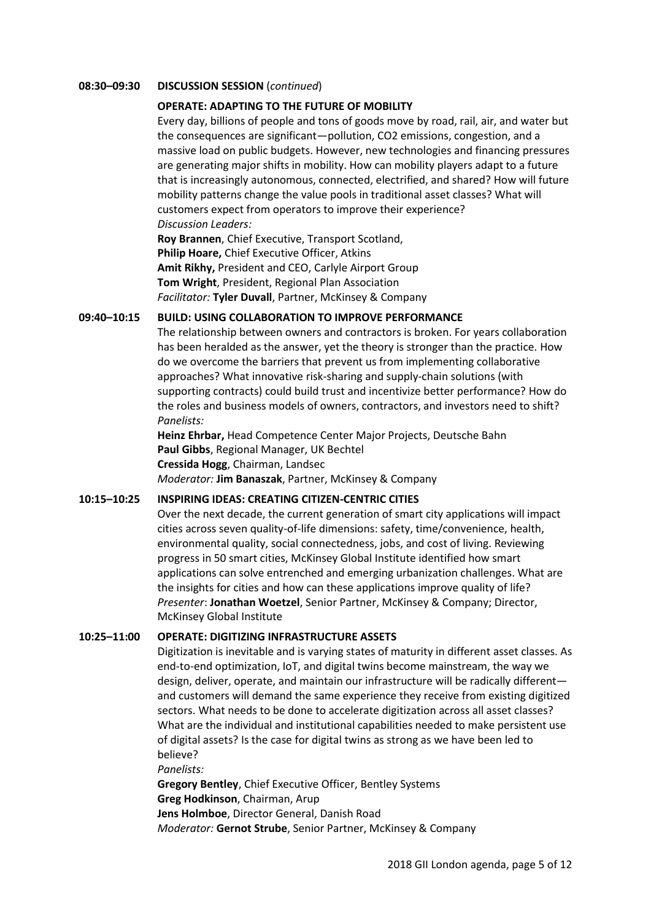**08:30–09:30 DISCUSSION SESSION** (*continued*)

**OPERATE: ADAPTING TO THE FUTURE OF MOBILITY**

Every day, billions of people and tons of goods move by road, rail, air, and water but the consequences are significant—pollution, CO2 emissions, congestion, and a massive load on public budgets. However, new technologies and financing pressures are generating major shifts in mobility. How can mobility players adapt to a future that is increasingly autonomous, connected, electrified, and shared? How will future mobility patterns change the value pools in traditional asset classes? What will customers expect from operators to improve their experience?

*Discussion Leaders:*

**Roy Brannen**, Chief Executive, Transport Scotland,
**Philip Hoare,** Chief Executive Officer, Atkins
**Amit Rikhy,** President and CEO, Carlyle Airport Group
**Tom Wright**, President, Regional Plan Association
*Facilitator:* **Tyler Duvall**, Partner, McKinsey & Company

**09:40–10:15 BUILD: USING COLLABORATION TO IMPROVE PERFORMANCE**

The relationship between owners and contractors is broken. For years collaboration has been heralded as the answer, yet the theory is stronger than the practice. How do we overcome the barriers that prevent us from implementing collaborative approaches? What innovative risk-sharing and supply-chain solutions (with supporting contracts) could build trust and incentivize better performance? How do the roles and business models of owners, contractors, and investors need to shift?

*Panelists:*

**Heinz Ehrbar,** Head Competence Center Major Projects, Deutsche Bahn
**Paul Gibbs**, Regional Manager, UK Bechtel
**Cressida Hogg**, Chairman, Landsec
*Moderator:* **Jim Banaszak**, Partner, McKinsey & Company

**10:15–10:25 INSPIRING IDEAS: CREATING CITIZEN-CENTRIC CITIES**

Over the next decade, the current generation of smart city applications will impact cities across seven quality-of-life dimensions: safety, time/convenience, health, environmental quality, social connectedness, jobs, and cost of living. Reviewing progress in 50 smart cities, McKinsey Global Institute identified how smart applications can solve entrenched and emerging urbanization challenges. What are the insights for cities and how can these applications improve quality of life?

*Presenter*: **Jonathan Woetzel**, Senior Partner, McKinsey & Company; Director, McKinsey Global Institute

**10:25–11:00 OPERATE: DIGITIZING INFRASTRUCTURE ASSETS**

Digitization is inevitable and is varying states of maturity in different asset classes. As end-to-end optimization, IoT, and digital twins become mainstream, the way we design, deliver, operate, and maintain our infrastructure will be radically different—and customers will demand the same experience they receive from existing digitized sectors. What needs to be done to accelerate digitization across all asset classes? What are the individual and institutional capabilities needed to make persistent use of digital assets? Is the case for digital twins as strong as we have been led to believe?

*Panelists:*

**Gregory Bentley**, Chief Executive Officer, Bentley Systems
**Greg Hodkinson**, Chairman, Arup
**Jens Holmboe**, Director General, Danish Road
*Moderator:* **Gernot Strube**, Senior Partner, McKinsey & Company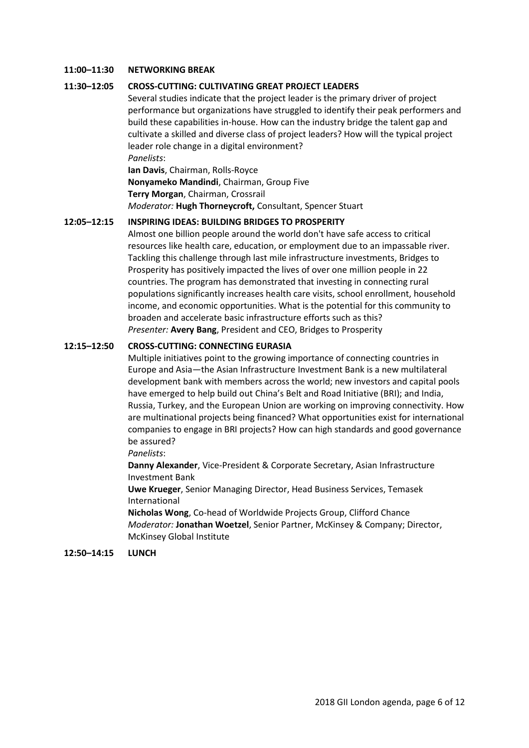**11:00–11:30 NETWORKING BREAK**

**11:30–12:05 CROSS-CUTTING: CULTIVATING GREAT PROJECT LEADERS**

Several studies indicate that the project leader is the primary driver of project performance but organizations have struggled to identify their peak performers and build these capabilities in-house. How can the industry bridge the talent gap and cultivate a skilled and diverse class of project leaders? How will the typical project leader role change in a digital environment?

*Panelists*:
**Ian Davis**, Chairman, Rolls-Royce
**Nonyameko Mandindi**, Chairman, Group Five
**Terry Morgan**, Chairman, Crossrail
*Moderator:* **Hugh Thorneycroft,** Consultant, Spencer Stuart

**12:05–12:15 INSPIRING IDEAS: BUILDING BRIDGES TO PROSPERITY**

Almost one billion people around the world don't have safe access to critical resources like health care, education, or employment due to an impassable river. Tackling this challenge through last mile infrastructure investments, Bridges to Prosperity has positively impacted the lives of over one million people in 22 countries. The program has demonstrated that investing in connecting rural populations significantly increases health care visits, school enrollment, household income, and economic opportunities. What is the potential for this community to broaden and accelerate basic infrastructure efforts such as this?

*Presenter:* **Avery Bang**, President and CEO, Bridges to Prosperity

**12:15–12:50 CROSS-CUTTING: CONNECTING EURASIA**

Multiple initiatives point to the growing importance of connecting countries in Europe and Asia—the Asian Infrastructure Investment Bank is a new multilateral development bank with members across the world; new investors and capital pools have emerged to help build out China's Belt and Road Initiative (BRI); and India, Russia, Turkey, and the European Union are working on improving connectivity. How are multinational projects being financed? What opportunities exist for international companies to engage in BRI projects? How can high standards and good governance be assured?

*Panelists*:
**Danny Alexander**, Vice-President & Corporate Secretary, Asian Infrastructure Investment Bank
**Uwe Krueger**, Senior Managing Director, Head Business Services, Temasek International
**Nicholas Wong**, Co-head of Worldwide Projects Group, Clifford Chance
*Moderator:* **Jonathan Woetzel**, Senior Partner, McKinsey & Company; Director, McKinsey Global Institute

**12:50–14:15 LUNCH**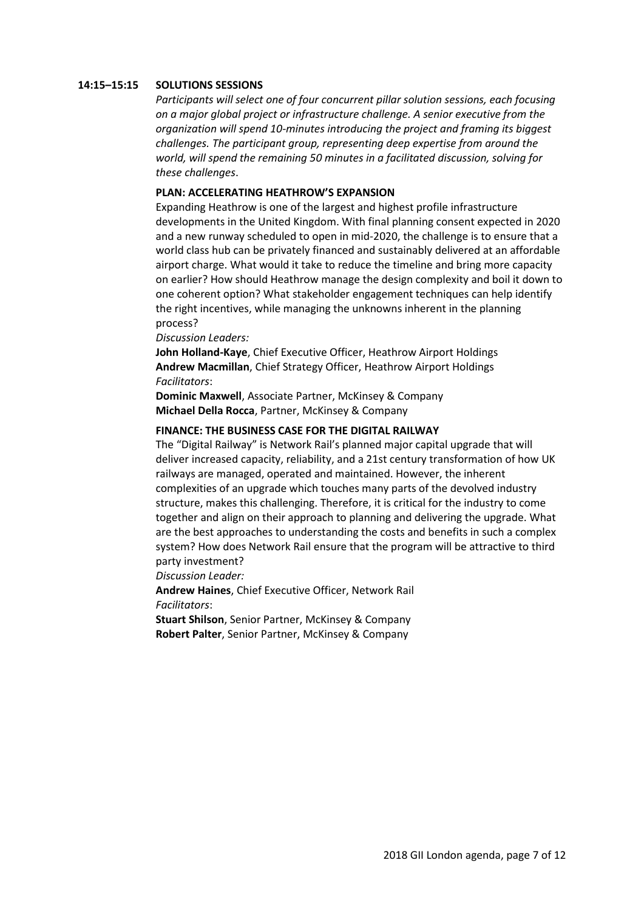**14:15–15:15 SOLUTIONS SESSIONS**

*Participants will select one of four concurrent pillar solution sessions, each focusing on a major global project or infrastructure challenge. A senior executive from the organization will spend 10-minutes introducing the project and framing its biggest challenges. The participant group, representing deep expertise from around the world, will spend the remaining 50 minutes in a facilitated discussion, solving for these challenges*.

**PLAN: ACCELERATING HEATHROW'S EXPANSION**

Expanding Heathrow is one of the largest and highest profile infrastructure developments in the United Kingdom. With final planning consent expected in 2020 and a new runway scheduled to open in mid-2020, the challenge is to ensure that a world class hub can be privately financed and sustainably delivered at an affordable airport charge. What would it take to reduce the timeline and bring more capacity on earlier? How should Heathrow manage the design complexity and boil it down to one coherent option? What stakeholder engagement techniques can help identify the right incentives, while managing the unknowns inherent in the planning process?

*Discussion Leaders:*

**John Holland-Kaye**, Chief Executive Officer, Heathrow Airport Holdings
**Andrew Macmillan**, Chief Strategy Officer, Heathrow Airport Holdings

*Facilitators*:

**Dominic Maxwell**, Associate Partner, McKinsey & Company
**Michael Della Rocca**, Partner, McKinsey & Company

**FINANCE: THE BUSINESS CASE FOR THE DIGITAL RAILWAY**

The "Digital Railway" is Network Rail's planned major capital upgrade that will deliver increased capacity, reliability, and a 21st century transformation of how UK railways are managed, operated and maintained. However, the inherent complexities of an upgrade which touches many parts of the devolved industry structure, makes this challenging. Therefore, it is critical for the industry to come together and align on their approach to planning and delivering the upgrade. What are the best approaches to understanding the costs and benefits in such a complex system? How does Network Rail ensure that the program will be attractive to third party investment?

*Discussion Leader:*

**Andrew Haines**, Chief Executive Officer, Network Rail

*Facilitators*:

**Stuart Shilson**, Senior Partner, McKinsey & Company
**Robert Palter**, Senior Partner, McKinsey & Company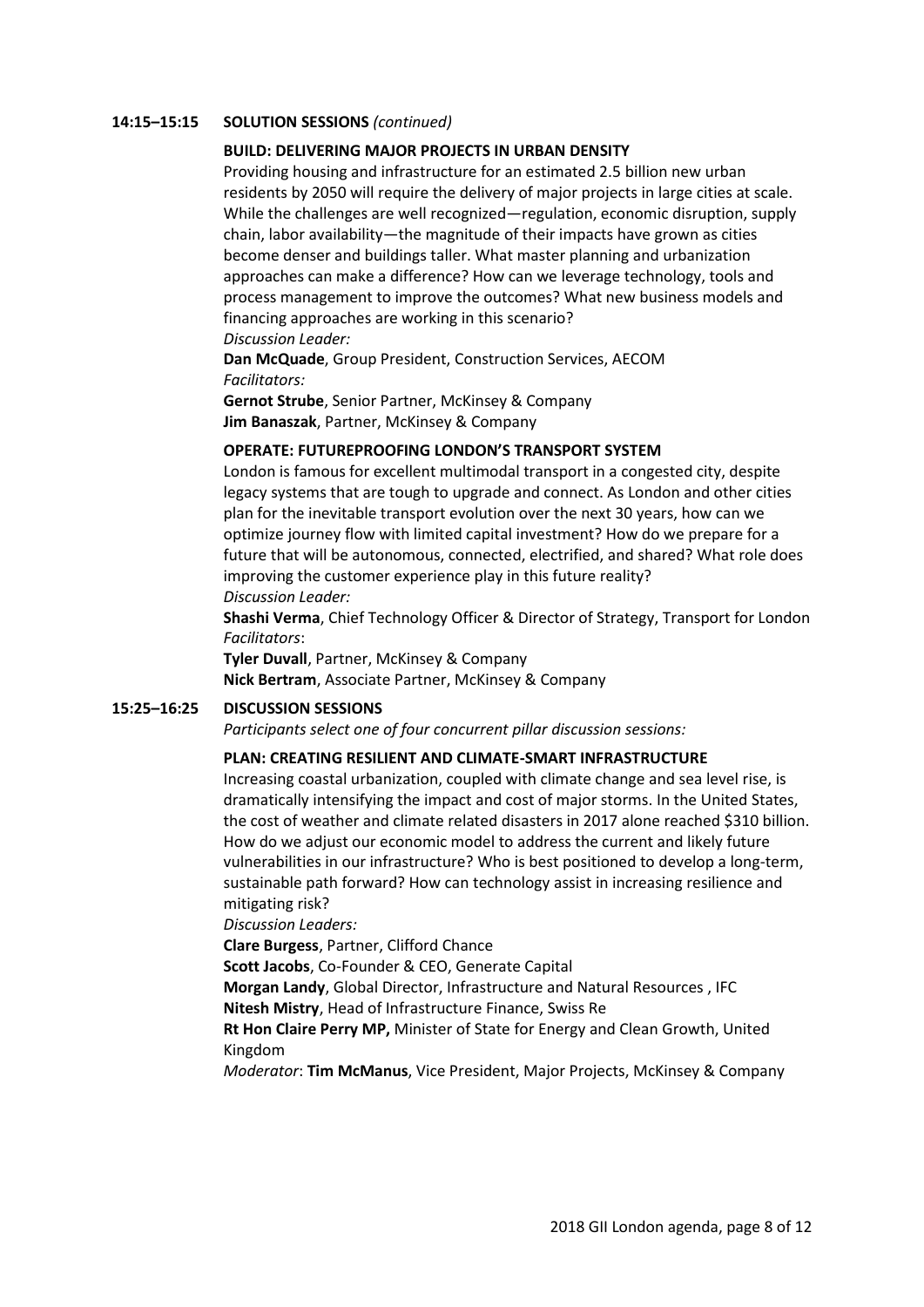**14:15–15:15 SOLUTION SESSIONS** *(continued)*

**BUILD: DELIVERING MAJOR PROJECTS IN URBAN DENSITY**

Providing housing and infrastructure for an estimated 2.5 billion new urban residents by 2050 will require the delivery of major projects in large cities at scale. While the challenges are well recognized—regulation, economic disruption, supply chain, labor availability—the magnitude of their impacts have grown as cities become denser and buildings taller. What master planning and urbanization approaches can make a difference? How can we leverage technology, tools and process management to improve the outcomes? What new business models and financing approaches are working in this scenario?

*Discussion Leader:*

**Dan McQuade**, Group President, Construction Services, AECOM

*Facilitators:*

**Gernot Strube**, Senior Partner, McKinsey & Company

**Jim Banaszak**, Partner, McKinsey & Company

**OPERATE: FUTUREPROOFING LONDON'S TRANSPORT SYSTEM**

London is famous for excellent multimodal transport in a congested city, despite legacy systems that are tough to upgrade and connect. As London and other cities plan for the inevitable transport evolution over the next 30 years, how can we optimize journey flow with limited capital investment? How do we prepare for a future that will be autonomous, connected, electrified, and shared? What role does improving the customer experience play in this future reality?

*Discussion Leader:*

**Shashi Verma**, Chief Technology Officer & Director of Strategy, Transport for London

*Facilitators*:

**Tyler Duvall**, Partner, McKinsey & Company

**Nick Bertram**, Associate Partner, McKinsey & Company

**15:25–16:25 DISCUSSION SESSIONS**

*Participants select one of four concurrent pillar discussion sessions:*

**PLAN: CREATING RESILIENT AND CLIMATE-SMART INFRASTRUCTURE**

Increasing coastal urbanization, coupled with climate change and sea level rise, is dramatically intensifying the impact and cost of major storms. In the United States, the cost of weather and climate related disasters in 2017 alone reached $310 billion. How do we adjust our economic model to address the current and likely future vulnerabilities in our infrastructure? Who is best positioned to develop a long-term, sustainable path forward? How can technology assist in increasing resilience and mitigating risk?

*Discussion Leaders:*

**Clare Burgess**, Partner, Clifford Chance

**Scott Jacobs**, Co-Founder & CEO, Generate Capital

**Morgan Landy**, Global Director, Infrastructure and Natural Resources , IFC

**Nitesh Mistry**, Head of Infrastructure Finance, Swiss Re

**Rt Hon Claire Perry MP,** Minister of State for Energy and Clean Growth, United Kingdom

*Moderator*: **Tim McManus**, Vice President, Major Projects, McKinsey & Company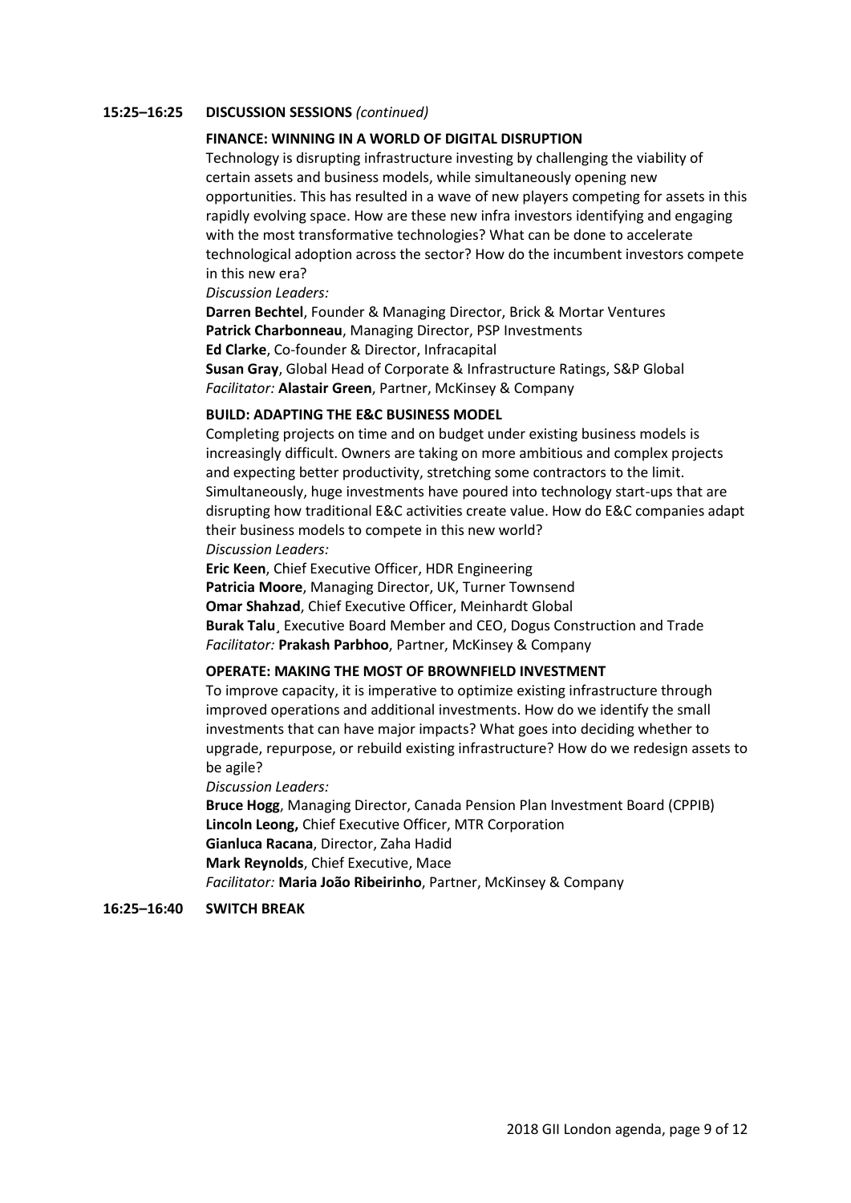**15:25–16:25 DISCUSSION SESSIONS** *(continued)*

**FINANCE: WINNING IN A WORLD OF DIGITAL DISRUPTION**

Technology is disrupting infrastructure investing by challenging the viability of certain assets and business models, while simultaneously opening new opportunities. This has resulted in a wave of new players competing for assets in this rapidly evolving space. How are these new infra investors identifying and engaging with the most transformative technologies? What can be done to accelerate technological adoption across the sector? How do the incumbent investors compete in this new era?

*Discussion Leaders:*

**Darren Bechtel**, Founder & Managing Director, Brick & Mortar Ventures
**Patrick Charbonneau**, Managing Director, PSP Investments
**Ed Clarke**, Co-founder & Director, Infracapital
**Susan Gray**, Global Head of Corporate & Infrastructure Ratings, S&P Global
*Facilitator:* **Alastair Green**, Partner, McKinsey & Company

**BUILD: ADAPTING THE E&C BUSINESS MODEL**

Completing projects on time and on budget under existing business models is increasingly difficult. Owners are taking on more ambitious and complex projects and expecting better productivity, stretching some contractors to the limit. Simultaneously, huge investments have poured into technology start-ups that are disrupting how traditional E&C activities create value. How do E&C companies adapt their business models to compete in this new world?

*Discussion Leaders:*

**Eric Keen**, Chief Executive Officer, HDR Engineering
**Patricia Moore**, Managing Director, UK, Turner Townsend
**Omar Shahzad**, Chief Executive Officer, Meinhardt Global
**Burak Talu**¸ Executive Board Member and CEO, Dogus Construction and Trade
*Facilitator:* **Prakash Parbhoo**, Partner, McKinsey & Company

**OPERATE: MAKING THE MOST OF BROWNFIELD INVESTMENT**

To improve capacity, it is imperative to optimize existing infrastructure through improved operations and additional investments. How do we identify the small investments that can have major impacts? What goes into deciding whether to upgrade, repurpose, or rebuild existing infrastructure? How do we redesign assets to be agile?

*Discussion Leaders:*

**Bruce Hogg**, Managing Director, Canada Pension Plan Investment Board (CPPIB)
**Lincoln Leong,** Chief Executive Officer, MTR Corporation
**Gianluca Racana**, Director, Zaha Hadid
**Mark Reynolds**, Chief Executive, Mace
*Facilitator:* **Maria João Ribeirinho**, Partner, McKinsey & Company

**16:25–16:40 SWITCH BREAK**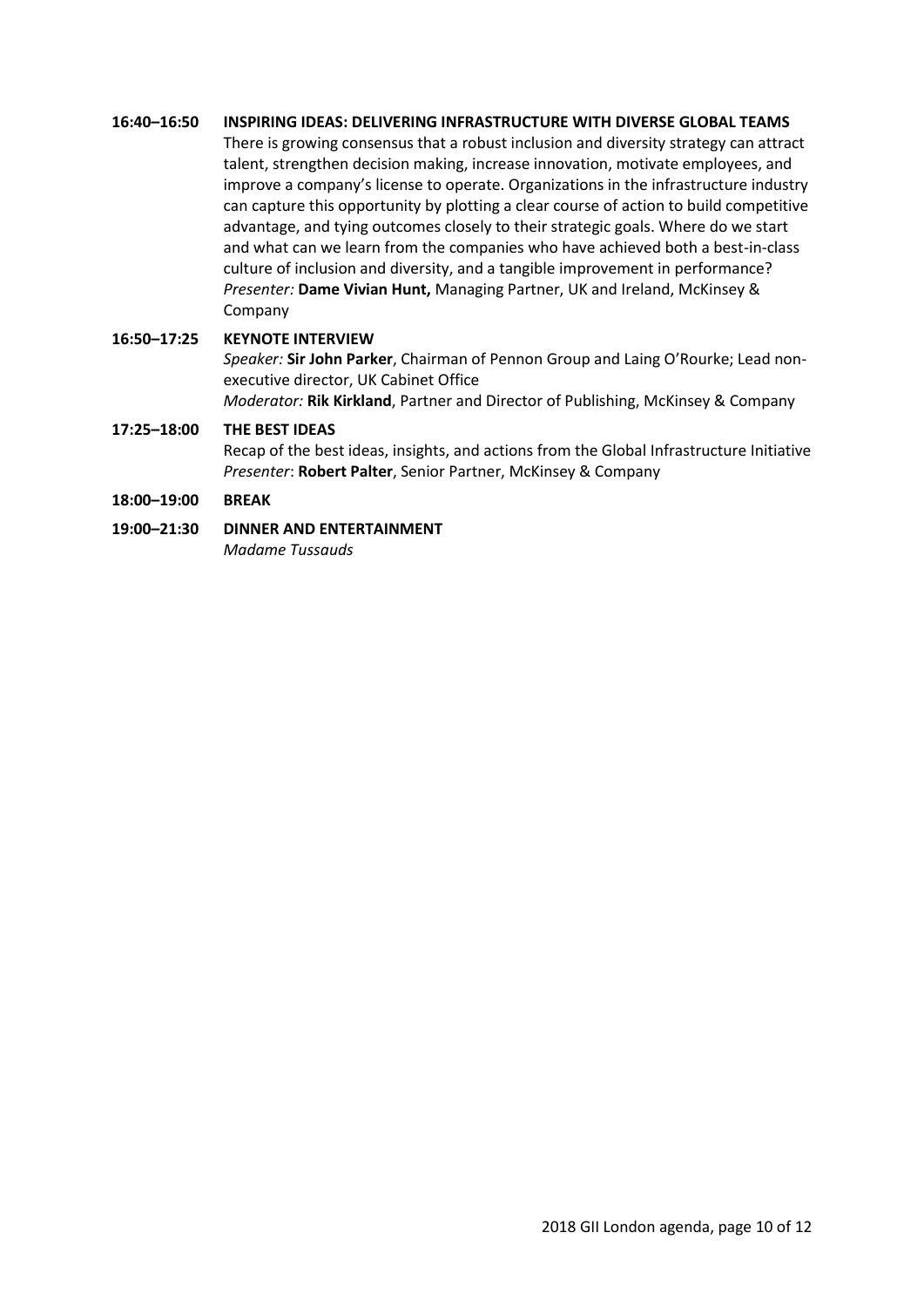**16:40–16:50 INSPIRING IDEAS: DELIVERING INFRASTRUCTURE WITH DIVERSE GLOBAL TEAMS**

There is growing consensus that a robust inclusion and diversity strategy can attract talent, strengthen decision making, increase innovation, motivate employees, and improve a company's license to operate. Organizations in the infrastructure industry can capture this opportunity by plotting a clear course of action to build competitive advantage, and tying outcomes closely to their strategic goals. Where do we start and what can we learn from the companies who have achieved both a best-in-class culture of inclusion and diversity, and a tangible improvement in performance?

*Presenter:* **Dame Vivian Hunt,** Managing Partner, UK and Ireland, McKinsey & Company

**16:50–17:25 KEYNOTE INTERVIEW**

*Speaker:* **Sir John Parker**, Chairman of Pennon Group and Laing O'Rourke; Lead non-executive director, UK Cabinet Office

*Moderator:* **Rik Kirkland**, Partner and Director of Publishing, McKinsey & Company

**17:25–18:00 THE BEST IDEAS**

Recap of the best ideas, insights, and actions from the Global Infrastructure Initiative

*Presenter*: **Robert Palter**, Senior Partner, McKinsey & Company

**18:00–19:00 BREAK**

**19:00–21:30 DINNER AND ENTERTAINMENT**

*Madame Tussauds*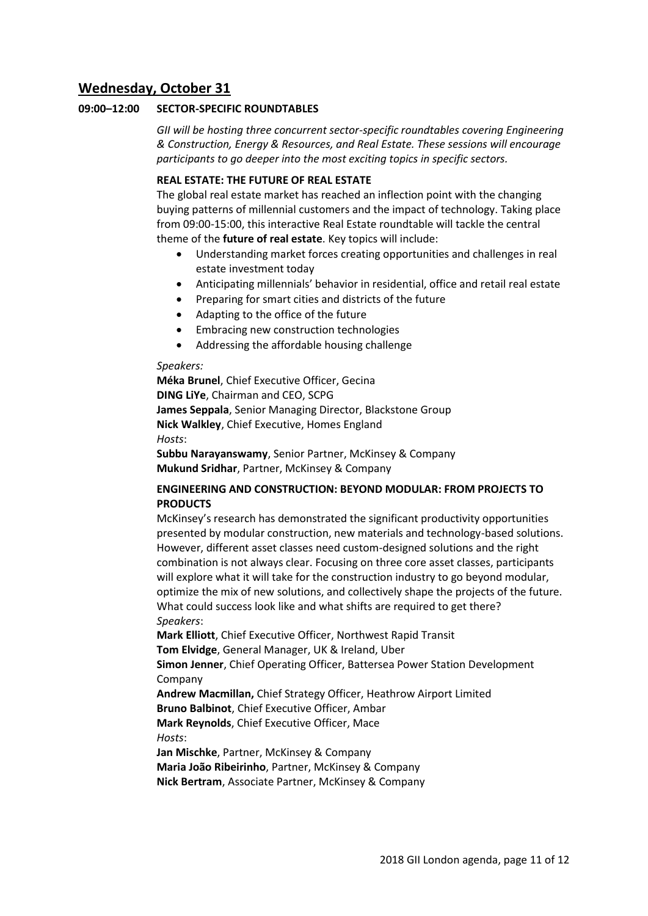## Wednesday, October 31

**09:00–12:00 SECTOR-SPECIFIC ROUNDTABLES**

*GII will be hosting three concurrent sector-specific roundtables covering Engineering & Construction, Energy & Resources, and Real Estate. These sessions will encourage participants to go deeper into the most exciting topics in specific sectors.*

**REAL ESTATE: THE FUTURE OF REAL ESTATE**

The global real estate market has reached an inflection point with the changing buying patterns of millennial customers and the impact of technology. Taking place from 09:00-15:00, this interactive Real Estate roundtable will tackle the central theme of the **future of real estate**. Key topics will include:

- Understanding market forces creating opportunities and challenges in real estate investment today
- Anticipating millennials' behavior in residential, office and retail real estate
- Preparing for smart cities and districts of the future
- Adapting to the office of the future
- Embracing new construction technologies
- Addressing the affordable housing challenge

*Speakers:*

**Méka Brunel**, Chief Executive Officer, Gecina
**DING LiYe**, Chairman and CEO, SCPG
**James Seppala**, Senior Managing Director, Blackstone Group
**Nick Walkley**, Chief Executive, Homes England

*Hosts*:

**Subbu Narayanswamy**, Senior Partner, McKinsey & Company
**Mukund Sridhar**, Partner, McKinsey & Company

**ENGINEERING AND CONSTRUCTION: BEYOND MODULAR: FROM PROJECTS TO PRODUCTS**

McKinsey's research has demonstrated the significant productivity opportunities presented by modular construction, new materials and technology-based solutions. However, different asset classes need custom-designed solutions and the right combination is not always clear. Focusing on three core asset classes, participants will explore what it will take for the construction industry to go beyond modular, optimize the mix of new solutions, and collectively shape the projects of the future. What could success look like and what shifts are required to get there?

*Speakers*:

**Mark Elliott**, Chief Executive Officer, Northwest Rapid Transit
**Tom Elvidge**, General Manager, UK & Ireland, Uber
**Simon Jenner**, Chief Operating Officer, Battersea Power Station Development Company
**Andrew Macmillan,** Chief Strategy Officer, Heathrow Airport Limited
**Bruno Balbinot**, Chief Executive Officer, Ambar
**Mark Reynolds**, Chief Executive Officer, Mace

*Hosts*:

**Jan Mischke**, Partner, McKinsey & Company
**Maria João Ribeirinho**, Partner, McKinsey & Company
**Nick Bertram**, Associate Partner, McKinsey & Company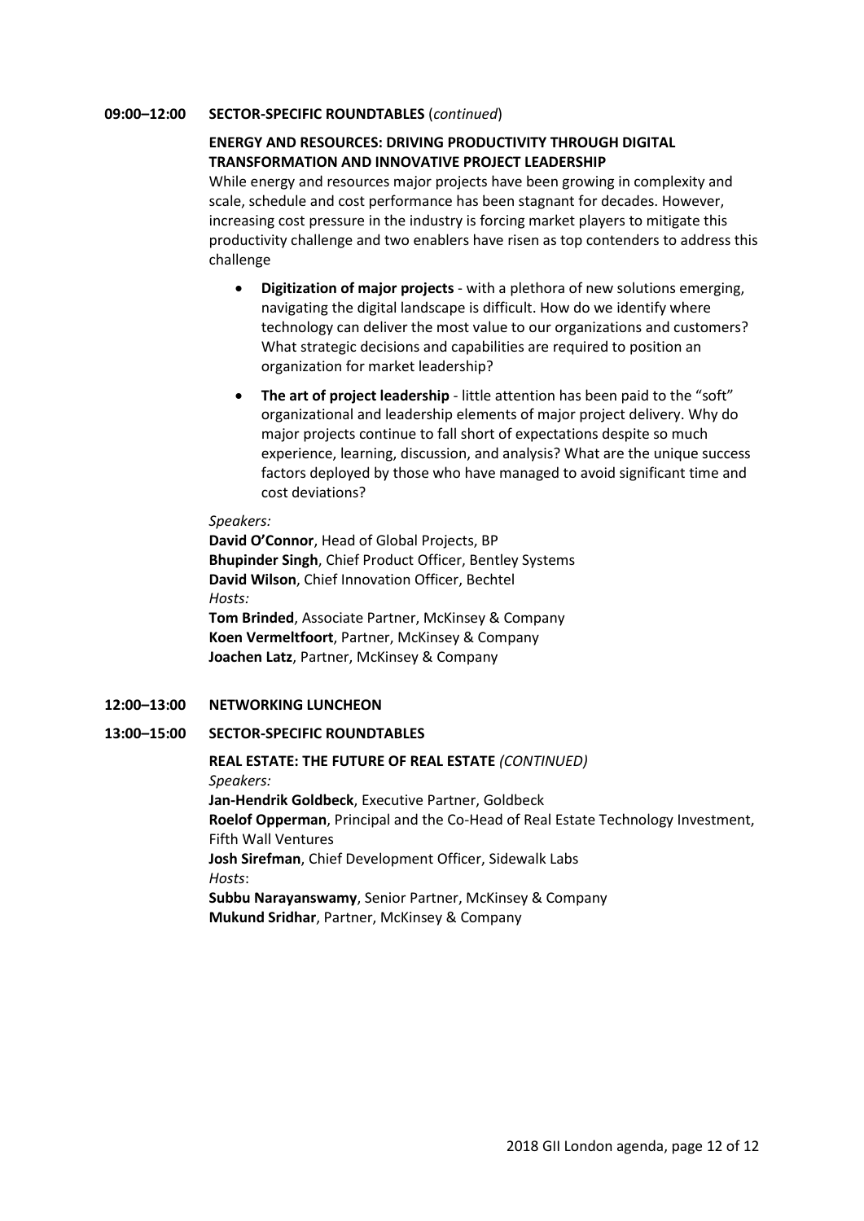**09:00–12:00 SECTOR-SPECIFIC ROUNDTABLES** (*continued*)

**ENERGY AND RESOURCES: DRIVING PRODUCTIVITY THROUGH DIGITAL TRANSFORMATION AND INNOVATIVE PROJECT LEADERSHIP**

While energy and resources major projects have been growing in complexity and scale, schedule and cost performance has been stagnant for decades. However, increasing cost pressure in the industry is forcing market players to mitigate this productivity challenge and two enablers have risen as top contenders to address this challenge

- **Digitization of major projects** - with a plethora of new solutions emerging, navigating the digital landscape is difficult. How do we identify where technology can deliver the most value to our organizations and customers? What strategic decisions and capabilities are required to position an organization for market leadership?
- **The art of project leadership** - little attention has been paid to the "soft" organizational and leadership elements of major project delivery. Why do major projects continue to fall short of expectations despite so much experience, learning, discussion, and analysis? What are the unique success factors deployed by those who have managed to avoid significant time and cost deviations?

*Speakers:*
**David O'Connor**, Head of Global Projects, BP
**Bhupinder Singh**, Chief Product Officer, Bentley Systems
**David Wilson**, Chief Innovation Officer, Bechtel
*Hosts:*
**Tom Brinded**, Associate Partner, McKinsey & Company
**Koen Vermeltfoort**, Partner, McKinsey & Company
**Joachen Latz**, Partner, McKinsey & Company

**12:00–13:00 NETWORKING LUNCHEON**

**13:00–15:00 SECTOR-SPECIFIC ROUNDTABLES**

**REAL ESTATE: THE FUTURE OF REAL ESTATE** *(CONTINUED)*
*Speakers:*
**Jan-Hendrik Goldbeck**, Executive Partner, Goldbeck
**Roelof Opperman**, Principal and the Co-Head of Real Estate Technology Investment, Fifth Wall Ventures
**Josh Sirefman**, Chief Development Officer, Sidewalk Labs
*Hosts*:
**Subbu Narayanswamy**, Senior Partner, McKinsey & Company
**Mukund Sridhar**, Partner, McKinsey & Company